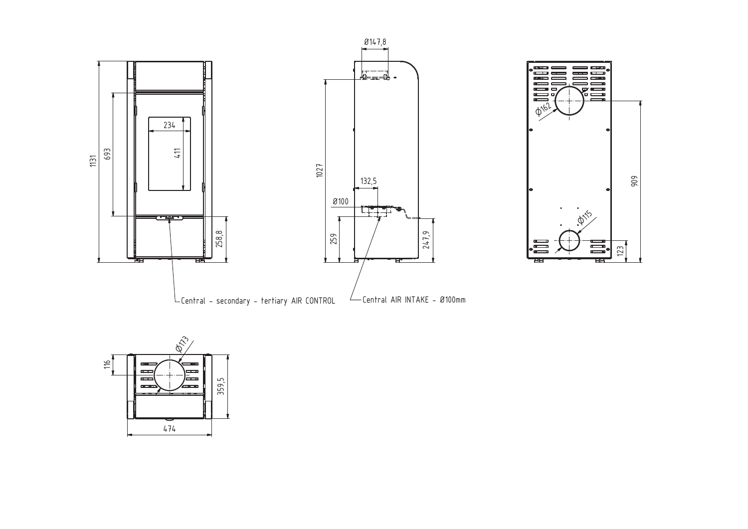Central - secondary - tertiary AIR CONTROL

Central AIR INTAKE - Ø100mm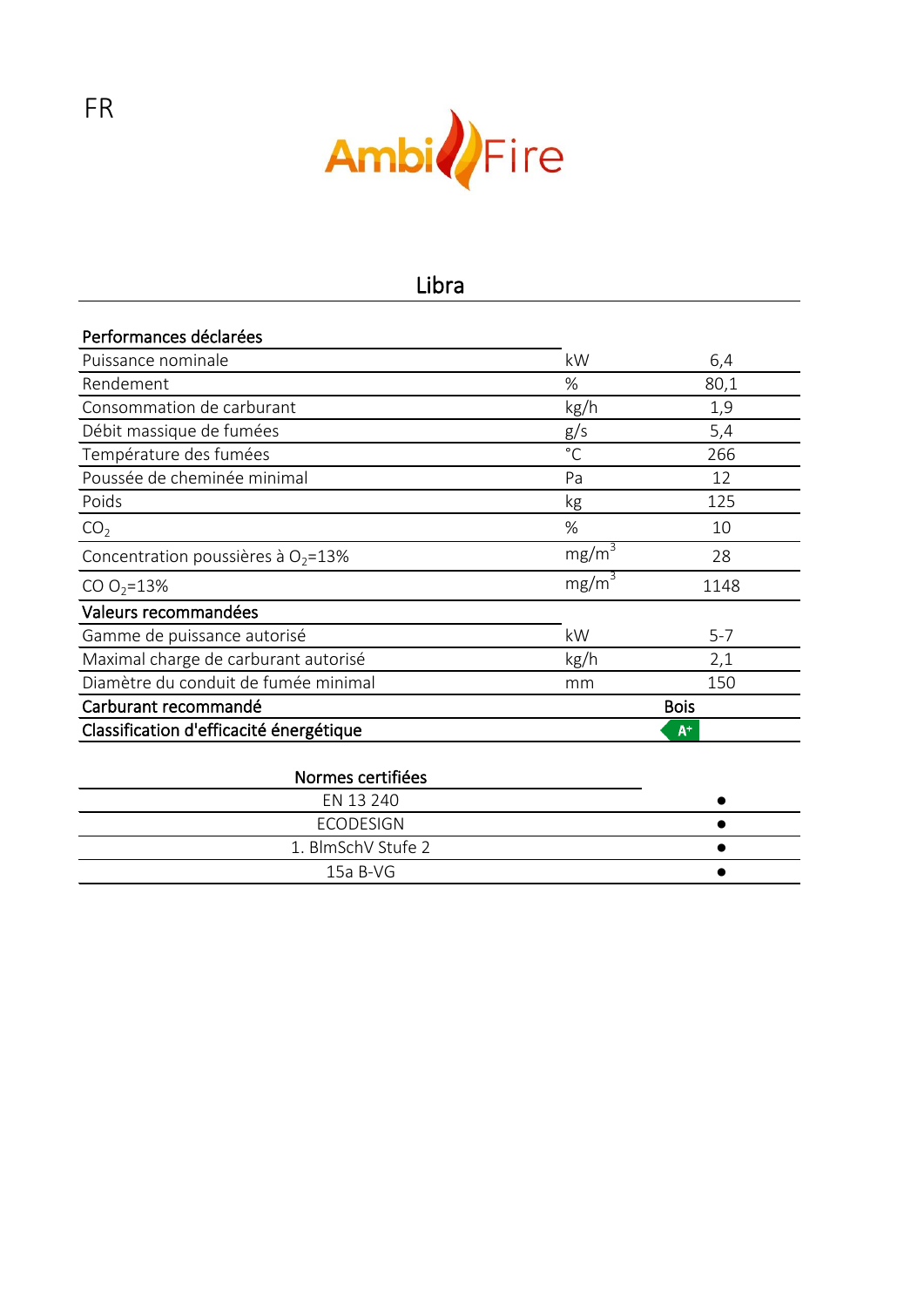FR

AmbiFire

## Libra

| Performances déclarées | | |
|---|---|---|
| Puissance nominale | kW | 6,4 |
| Rendement | % | 80,1 |
| Consommation de carburant | kg/h | 1,9 |
| Débit massique de fumées | g/s | 5,4 |
| Température des fumées | °C | 266 |
| Poussée de cheminée minimal | Pa | 12 |
| Poids | kg | 125 |
| $CO_2$ | % | 10 |
| Concentration poussières à $O_2$=13% | $mg/m^3$ | 28 |
| CO $O_2$=13% | $mg/m^3$ | 1148 |
| **Valeurs recommandées** | | |
| Gamme de puissance autorisé | kW | 5-7 |
| Maximal charge de carburant autorisé | kg/h | 2,1 |
| Diamètre du conduit de fumée minimal | mm | 150 |
| **Carburant recommandé** | | **Bois** |
| **Classification d'efficacité énergétique** | | A+ |

| Normes certifiées | |
|---|---|
| EN 13 240 | ● |
| ECODESIGN | ● |
| 1. BlmSchV Stufe 2 | ● |
| 15a B-VG | ● |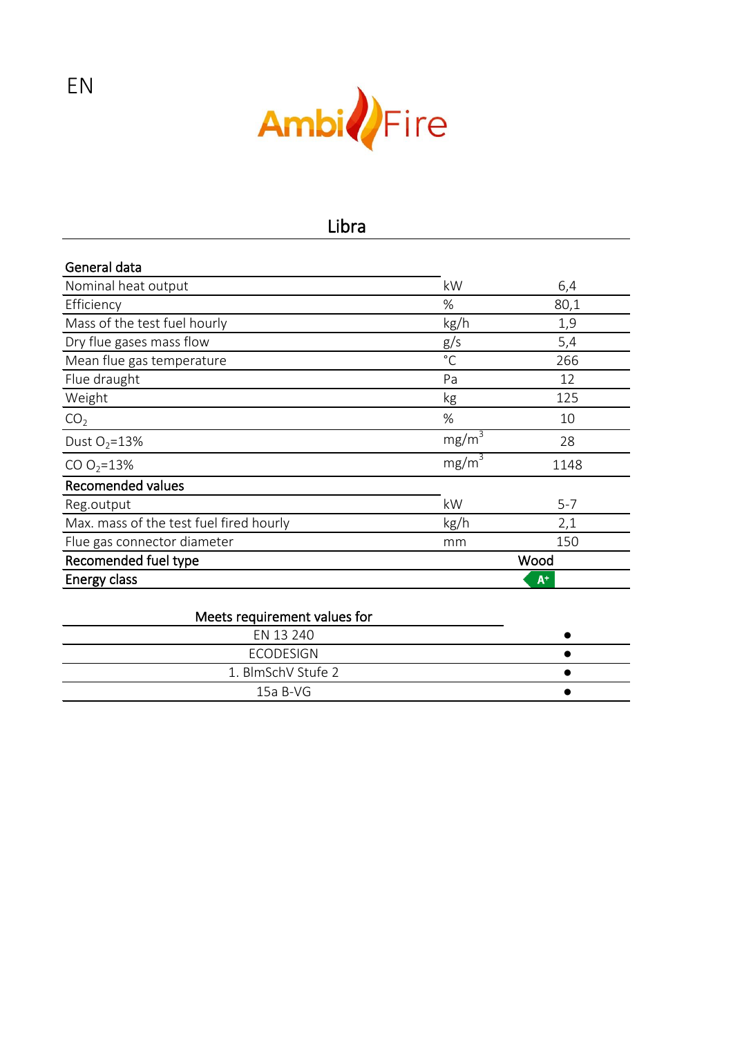EN

AmbiFire

# Libra

| General data | | |
|---|---|---|
| Nominal heat output | kW | 6,4 |
| Efficiency | % | 80,1 |
| Mass of the test fuel hourly | kg/h | 1,9 |
| Dry flue gases mass flow | g/s | 5,4 |
| Mean flue gas temperature | °C | 266 |
| Flue draught | Pa | 12 |
| Weight | kg | 125 |
| $CO_2$ | % | 10 |
| Dust $O_2$=13% | $mg/m^3$ | 28 |
| CO $O_2$=13% | $mg/m^3$ | 1148 |
| **Recomended values** | | |
| Reg.output | kW | 5-7 |
| Max. mass of the test fuel fired hourly | kg/h | 2,1 |
| Flue gas connector diameter | mm | 150 |
| **Recomended fuel type** | | Wood |
| **Energy class** | | A+ |

| Meets requirement values for | |
|---|---|
| EN 13 240 | ● |
| ECODESIGN | ● |
| 1. BImSchV Stufe 2 | ● |
| 15a B-VG | ● |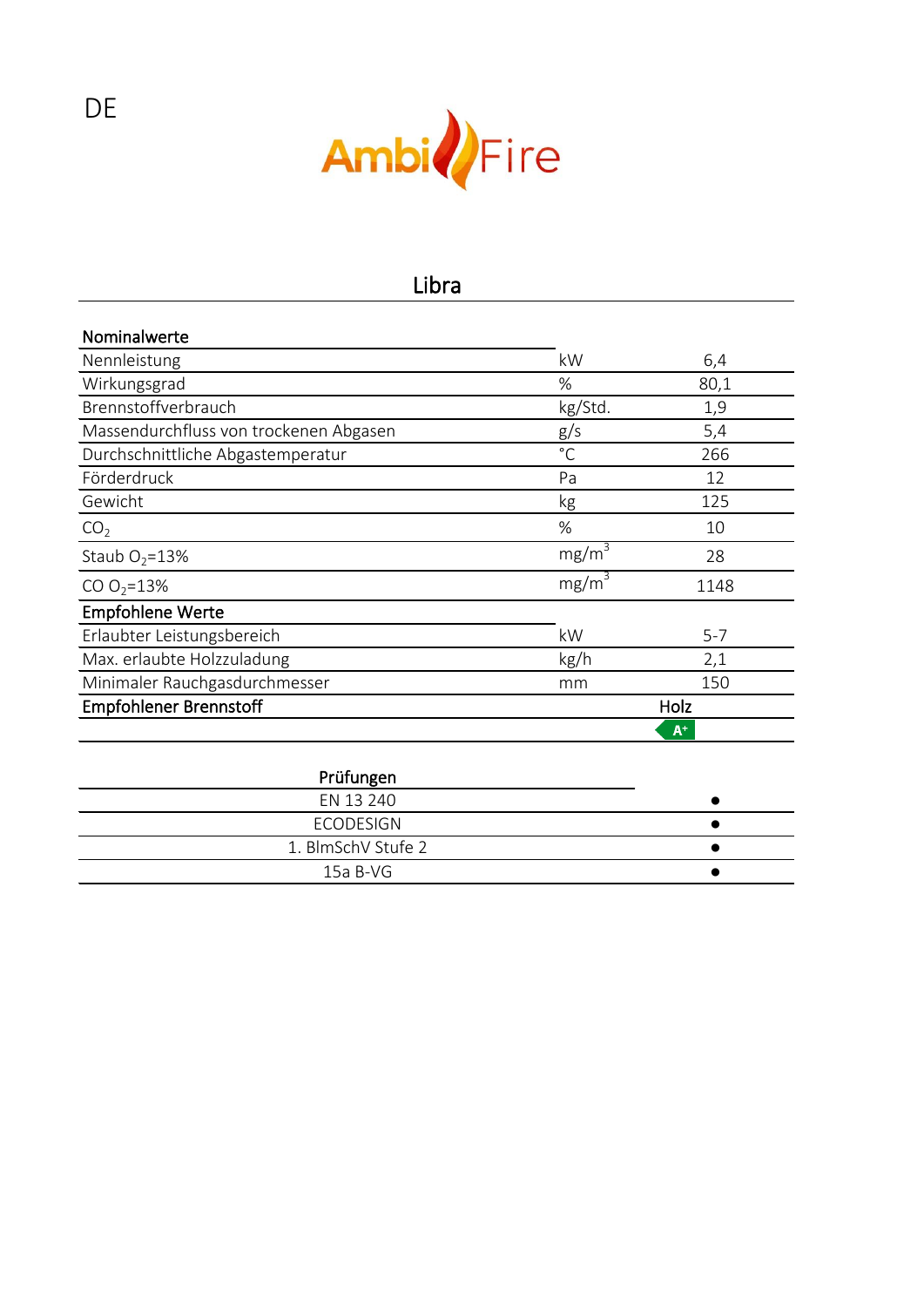DE

AmbiFire

# Libra

| Nominalwerte | | |
|---|---|---|
| Nennleistung | kW | 6,4 |
| Wirkungsgrad | % | 80,1 |
| Brennstoffverbrauch | kg/Std. | 1,9 |
| Massendurchfluss von trockenen Abgasen | g/s | 5,4 |
| Durchschnittliche Abgastemperatur | °C | 266 |
| Förderdruck | Pa | 12 |
| Gewicht | kg | 125 |
| $CO_2$ | % | 10 |
| Staub $O_2$=13% | mg/m³ | 28 |
| CO $O_2$=13% | mg/m³ | 1148 |
| **Empfohlene Werte** | | |
| Erlaubter Leistungsbereich | kW | 5-7 |
| Max. erlaubte Holzzuladung | kg/h | 2,1 |
| Minimaler Rauchgasdurchmesser | mm | 150 |
| **Empfohlener Brennstoff** | Holz | |
| | A+ | |

| Prüfungen | |
|---|---|
| EN 13 240 | ● |
| ECODESIGN | ● |
| 1. BImSchV Stufe 2 | ● |
| 15a B-VG | ● |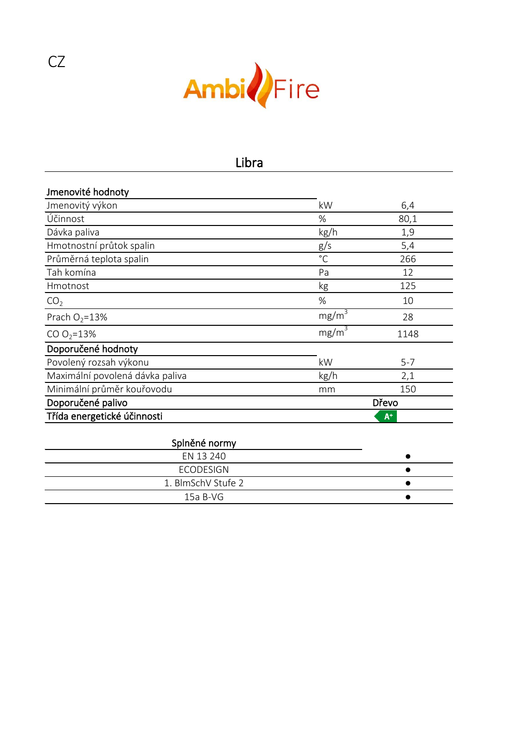CZ

AmbiFire

# Libra

| Jmenovité hodnoty | | |
|---|---|---|
| Jmenovitý výkon | kW | 6,4 |
| Účinnost | % | 80,1 |
| Dávka paliva | kg/h | 1,9 |
| Hmotnostní průtok spalin | g/s | 5,4 |
| Průměrná teplota spalin | °C | 266 |
| Tah komína | Pa | 12 |
| Hmotnost | kg | 125 |
| $CO_2$ | % | 10 |
| Prach $O_2$=13% | $mg/m^3$ | 28 |
| CO $O_2$=13% | $mg/m^3$ | 1148 |
| **Doporučené hodnoty** | | |
| Povolený rozsah výkonu | kW | 5-7 |
| Maximální povolená dávka paliva | kg/h | 2,1 |
| Minimální průměr kouřovodu | mm | 150 |
| **Doporučené palivo** | | **Dřevo** |
| **Třída energetické účinnosti** | | A+ |

| Splněné normy | |
|---|---|
| EN 13 240 | ● |
| ECODESIGN | ● |
| 1. BImSchV Stufe 2 | ● |
| 15a B-VG | ● |